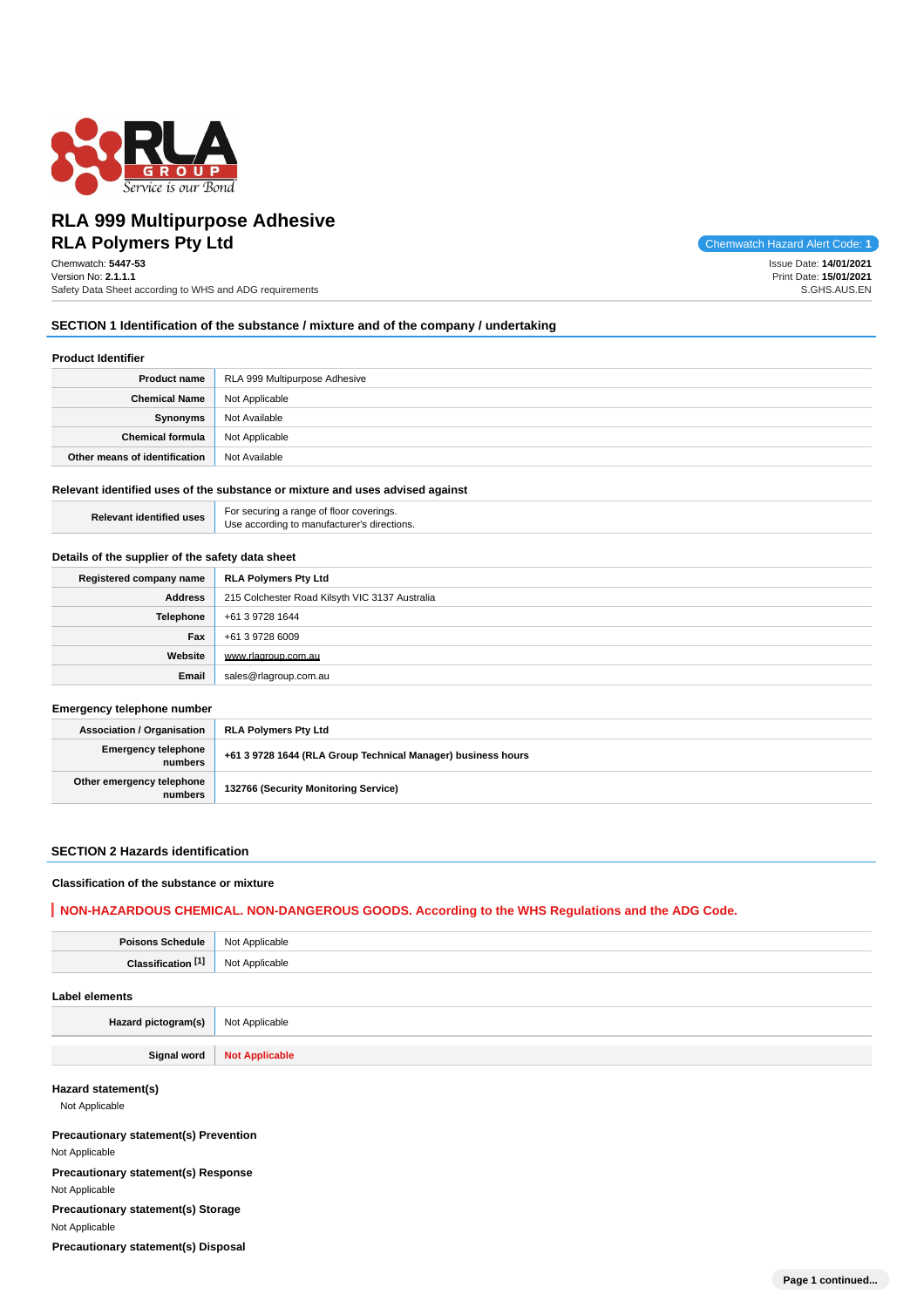# RLA 999 Multipurpose Adhesive

## RLA Polymers Pty Ltd

Chemwatch Hazard Alert Code: **1**

Chemwatch: **5447-53**
Version No: **2.1.1.1**
Safety Data Sheet according to WHS and ADG requirements

Issue Date: **14/01/2021**
Print Date: **15/01/2021**
S.GHS.AUS.EN

## SECTION 1 Identification of the substance / mixture and of the company / undertaking

### Product Identifier

| | |
|---|---|
| **Product name** | RLA 999 Multipurpose Adhesive |
| **Chemical Name** | Not Applicable |
| **Synonyms** | Not Available |
| **Chemical formula** | Not Applicable |
| **Other means of identification** | Not Available |

### Relevant identified uses of the substance or mixture and uses advised against

| | |
|---|---|
| **Relevant identified uses** | For securing a range of floor coverings.<br>Use according to manufacturer's directions. |

### Details of the supplier of the safety data sheet

| | |
|---|---|
| **Registered company name** | **RLA Polymers Pty Ltd** |
| **Address** | 215 Colchester Road Kilsyth VIC 3137 Australia |
| **Telephone** | +61 3 9728 1644 |
| **Fax** | +61 3 9728 6009 |
| **Website** | www.rlagroup.com.au |
| **Email** | sales@rlagroup.com.au |

### Emergency telephone number

| | |
|---|---|
| **Association / Organisation** | **RLA Polymers Pty Ltd** |
| **Emergency telephone numbers** | **+61 3 9728 1644 (RLA Group Technical Manager) business hours** |
| **Other emergency telephone numbers** | **132766 (Security Monitoring Service)** |

## SECTION 2 Hazards identification

### Classification of the substance or mixture

**NON-HAZARDOUS CHEMICAL. NON-DANGEROUS GOODS. According to the WHS Regulations and the ADG Code.**

| | |
|---|---|
| **Poisons Schedule** | Not Applicable |
| **Classification [1]** | Not Applicable |

### Label elements

| | |
|---|---|
| **Hazard pictogram(s)** | Not Applicable |
| **Signal word** | **Not Applicable** |

### Hazard statement(s)

Not Applicable

### Precautionary statement(s) Prevention

Not Applicable

### Precautionary statement(s) Response

Not Applicable

### Precautionary statement(s) Storage

Not Applicable

### Precautionary statement(s) Disposal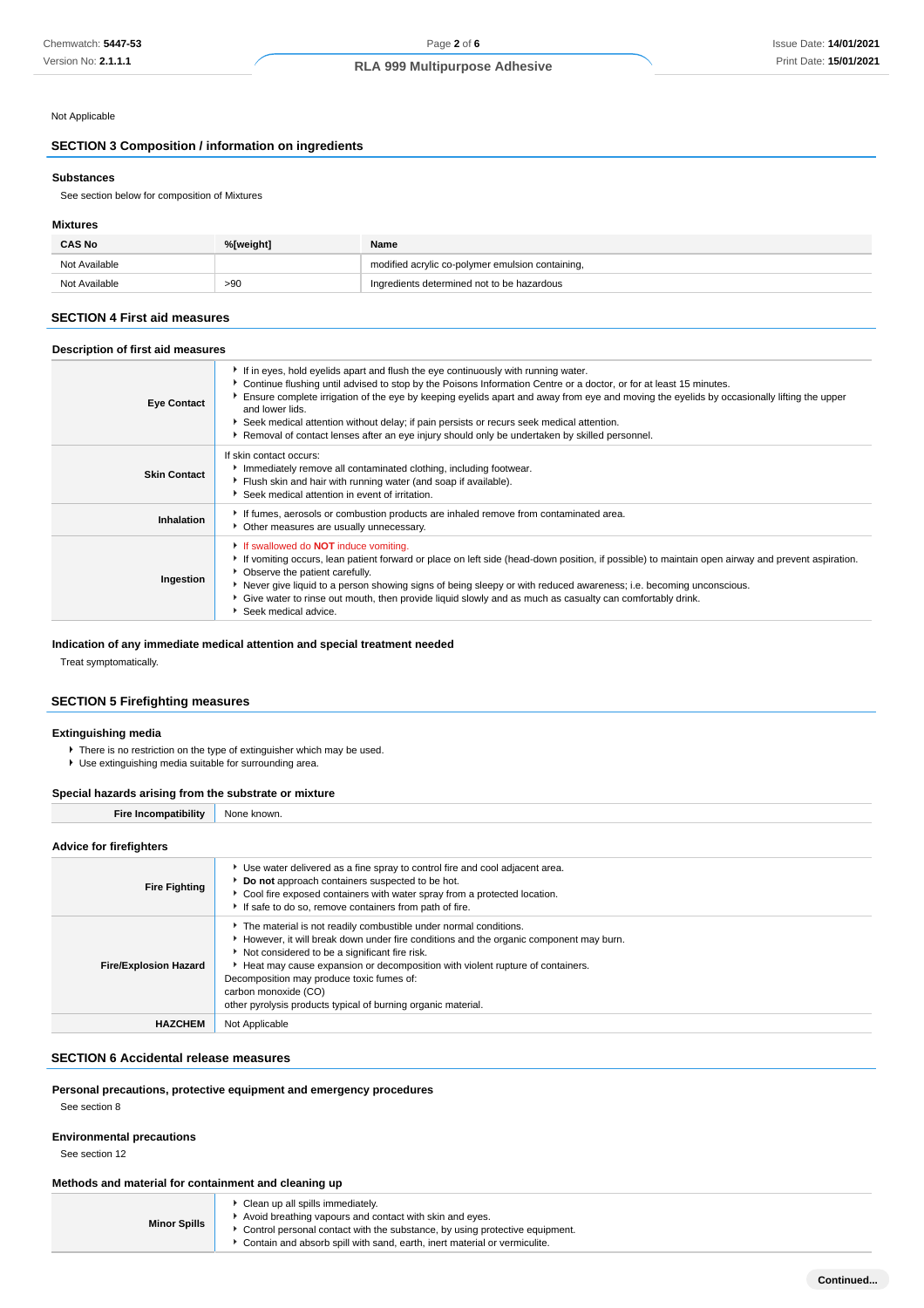Not Applicable

## SECTION 3 Composition / information on ingredients

### Substances

See section below for composition of Mixtures

### Mixtures

| CAS No | %[weight] | Name |
|---|---|---|
| Not Available | | modified acrylic co-polymer emulsion containing, |
| Not Available | >90 | Ingredients determined not to be hazardous |

## SECTION 4 First aid measures

### Description of first aid measures

| | |
|---|---|
| **Eye Contact** | ‣ If in eyes, hold eyelids apart and flush the eye continuously with running water.<br>‣ Continue flushing until advised to stop by the Poisons Information Centre or a doctor, or for at least 15 minutes.<br>‣ Ensure complete irrigation of the eye by keeping eyelids apart and away from eye and moving the eyelids by occasionally lifting the upper and lower lids.<br>‣ Seek medical attention without delay; if pain persists or recurs seek medical attention.<br>‣ Removal of contact lenses after an eye injury should only be undertaken by skilled personnel. |
| **Skin Contact** | If skin contact occurs:<br>‣ Immediately remove all contaminated clothing, including footwear.<br>‣ Flush skin and hair with running water (and soap if available).<br>‣ Seek medical attention in event of irritation. |
| **Inhalation** | ‣ If fumes, aerosols or combustion products are inhaled remove from contaminated area.<br>‣ Other measures are usually unnecessary. |
| **Ingestion** | ‣ If swallowed do **NOT** induce vomiting.<br>‣ If vomiting occurs, lean patient forward or place on left side (head-down position, if possible) to maintain open airway and prevent aspiration.<br>‣ Observe the patient carefully.<br>‣ Never give liquid to a person showing signs of being sleepy or with reduced awareness; i.e. becoming unconscious.<br>‣ Give water to rinse out mouth, then provide liquid slowly and as much as casualty can comfortably drink.<br>‣ Seek medical advice. |

### Indication of any immediate medical attention and special treatment needed

Treat symptomatically.

## SECTION 5 Firefighting measures

### Extinguishing media

- There is no restriction on the type of extinguisher which may be used.
- Use extinguishing media suitable for surrounding area.

### Special hazards arising from the substrate or mixture

| | |
|---|---|
| **Fire Incompatibility** | None known. |

### Advice for firefighters

| | |
|---|---|
| **Fire Fighting** | ‣ Use water delivered as a fine spray to control fire and cool adjacent area.<br>‣ **Do not** approach containers suspected to be hot.<br>‣ Cool fire exposed containers with water spray from a protected location.<br>‣ If safe to do so, remove containers from path of fire. |
| **Fire/Explosion Hazard** | ‣ The material is not readily combustible under normal conditions.<br>‣ However, it will break down under fire conditions and the organic component may burn.<br>‣ Not considered to be a significant fire risk.<br>‣ Heat may cause expansion or decomposition with violent rupture of containers.<br>Decomposition may produce toxic fumes of:<br>carbon monoxide (CO)<br>other pyrolysis products typical of burning organic material. |
| **HAZCHEM** | Not Applicable |

## SECTION 6 Accidental release measures

### Personal precautions, protective equipment and emergency procedures

See section 8

### Environmental precautions

See section 12

### Methods and material for containment and cleaning up

| | |
|---|---|
| **Minor Spills** | ‣ Clean up all spills immediately.<br>‣ Avoid breathing vapours and contact with skin and eyes.<br>‣ Control personal contact with the substance, by using protective equipment.<br>‣ Contain and absorb spill with sand, earth, inert material or vermiculite. |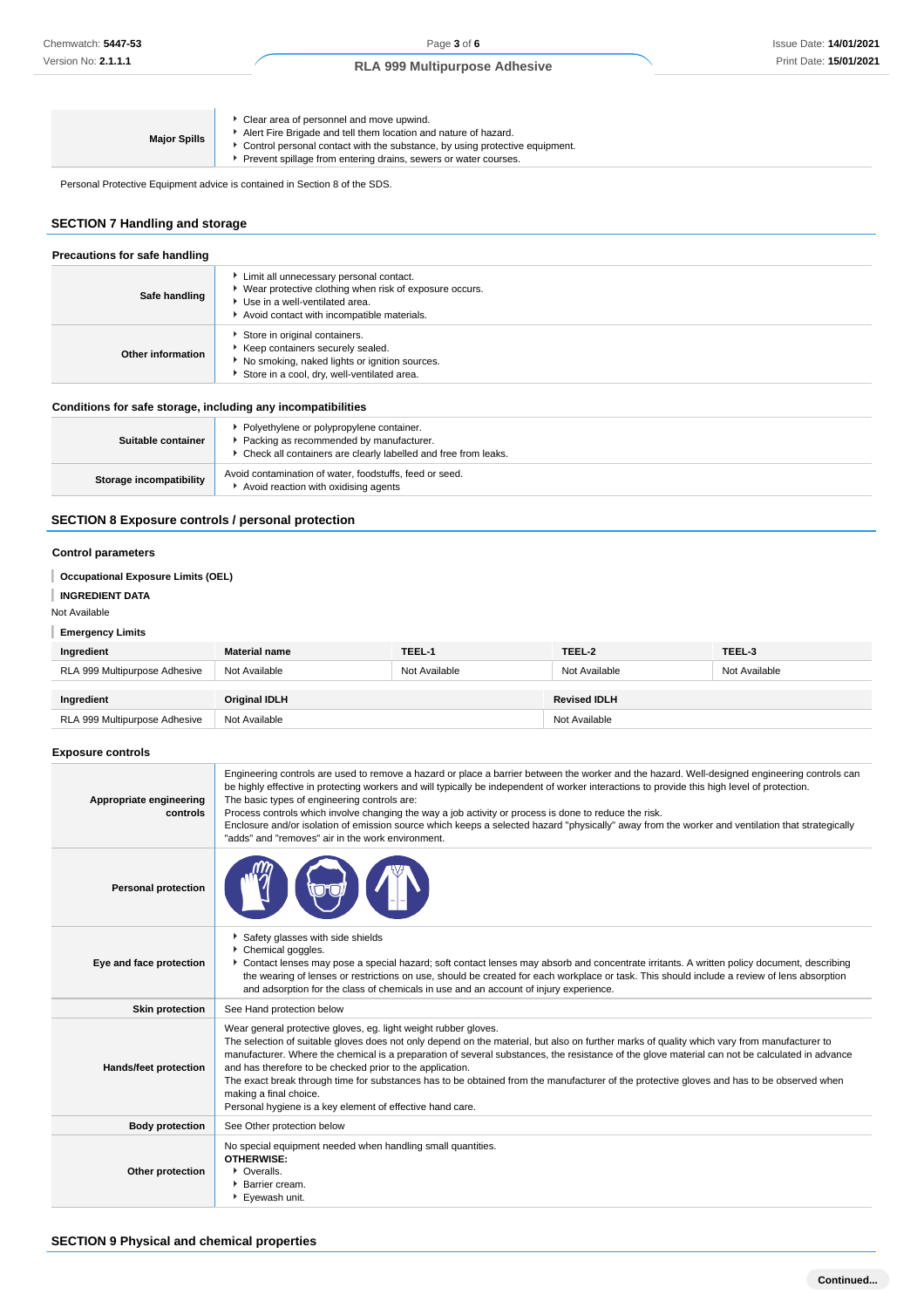| | |
|---|---|
| **Major Spills** | - Clear area of personnel and move upwind.<br>- Alert Fire Brigade and tell them location and nature of hazard.<br>- Control personal contact with the substance, by using protective equipment.<br>- Prevent spillage from entering drains, sewers or water courses. |

Personal Protective Equipment advice is contained in Section 8 of the SDS.

## SECTION 7 Handling and storage

### Precautions for safe handling

| | |
|---|---|
| **Safe handling** | - Limit all unnecessary personal contact.<br>- Wear protective clothing when risk of exposure occurs.<br>- Use in a well-ventilated area.<br>- Avoid contact with incompatible materials. |
| **Other information** | - Store in original containers.<br>- Keep containers securely sealed.<br>- No smoking, naked lights or ignition sources.<br>- Store in a cool, dry, well-ventilated area. |

### Conditions for safe storage, including any incompatibilities

| | |
|---|---|
| **Suitable container** | - Polyethylene or polypropylene container.<br>- Packing as recommended by manufacturer.<br>- Check all containers are clearly labelled and free from leaks. |
| **Storage incompatibility** | Avoid contamination of water, foodstuffs, feed or seed.<br>- Avoid reaction with oxidising agents |

## SECTION 8 Exposure controls / personal protection

### Control parameters

**Occupational Exposure Limits (OEL)**

**INGREDIENT DATA**

Not Available

**Emergency Limits**

| Ingredient | Material name | TEEL-1 | TEEL-2 | TEEL-3 |
|---|---|---|---|---|
| RLA 999 Multipurpose Adhesive | Not Available | Not Available | Not Available | Not Available |

| Ingredient | Original IDLH | Revised IDLH |
|---|---|---|
| RLA 999 Multipurpose Adhesive | Not Available | Not Available |

### Exposure controls

| | |
|---|---|
| **Appropriate engineering controls** | Engineering controls are used to remove a hazard or place a barrier between the worker and the hazard. Well-designed engineering controls can be highly effective in protecting workers and will typically be independent of worker interactions to provide this high level of protection.<br>The basic types of engineering controls are:<br>Process controls which involve changing the way a job activity or process is done to reduce the risk.<br>Enclosure and/or isolation of emission source which keeps a selected hazard "physically" away from the worker and ventilation that strategically "adds" and "removes" air in the work environment. |
| **Personal protection** | |
| **Eye and face protection** | - Safety glasses with side shields<br>- Chemical goggles.<br>- Contact lenses may pose a special hazard; soft contact lenses may absorb and concentrate irritants. A written policy document, describing the wearing of lenses or restrictions on use, should be created for each workplace or task. This should include a review of lens absorption and adsorption for the class of chemicals in use and an account of injury experience. |
| **Skin protection** | See Hand protection below |
| **Hands/feet protection** | Wear general protective gloves, eg. light weight rubber gloves.<br>The selection of suitable gloves does not only depend on the material, but also on further marks of quality which vary from manufacturer to manufacturer. Where the chemical is a preparation of several substances, the resistance of the glove material can not be calculated in advance and has therefore to be checked prior to the application.<br>The exact break through time for substances has to be obtained from the manufacturer of the protective gloves and has to be observed when making a final choice.<br>Personal hygiene is a key element of effective hand care. |
| **Body protection** | See Other protection below |
| **Other protection** | No special equipment needed when handling small quantities.<br>**OTHERWISE:**<br>- Overalls.<br>- Barrier cream.<br>- Eyewash unit. |

## SECTION 9 Physical and chemical properties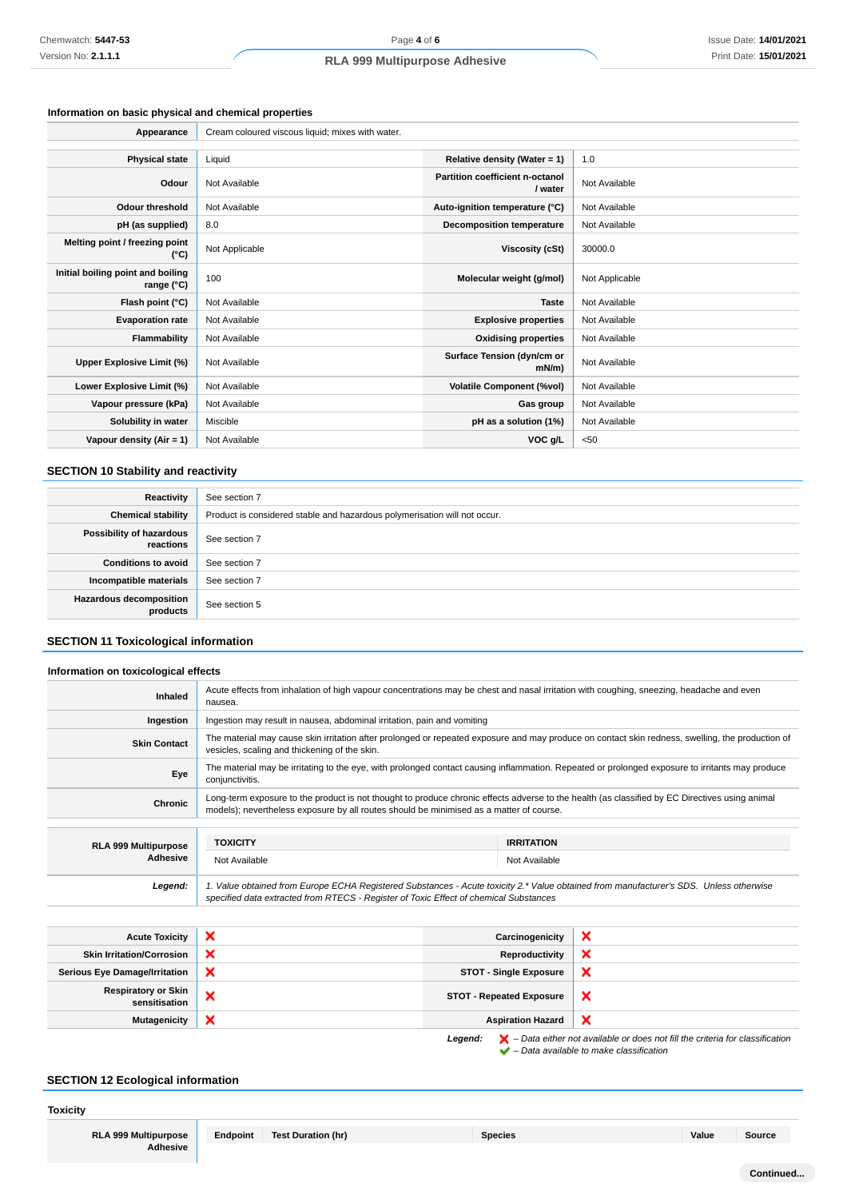### Information on basic physical and chemical properties

| Appearance | Cream coloured viscous liquid; mixes with water. | | |
|---|---|---|---|
| Physical state | Liquid | Relative density (Water = 1) | 1.0 |
| Odour | Not Available | Partition coefficient n-octanol / water | Not Available |
| Odour threshold | Not Available | Auto-ignition temperature (°C) | Not Available |
| pH (as supplied) | 8.0 | Decomposition temperature | Not Available |
| Melting point / freezing point (°C) | Not Applicable | Viscosity (cSt) | 30000.0 |
| Initial boiling point and boiling range (°C) | 100 | Molecular weight (g/mol) | Not Applicable |
| Flash point (°C) | Not Available | Taste | Not Available |
| Evaporation rate | Not Available | Explosive properties | Not Available |
| Flammability | Not Available | Oxidising properties | Not Available |
| Upper Explosive Limit (%) | Not Available | Surface Tension (dyn/cm or mN/m) | Not Available |
| Lower Explosive Limit (%) | Not Available | Volatile Component (%vol) | Not Available |
| Vapour pressure (kPa) | Not Available | Gas group | Not Available |
| Solubility in water | Miscible | pH as a solution (1%) | Not Available |
| Vapour density (Air = 1) | Not Available | VOC g/L | <50 |

## SECTION 10 Stability and reactivity

| | |
|---|---|
| Reactivity | See section 7 |
| Chemical stability | Product is considered stable and hazardous polymerisation will not occur. |
| Possibility of hazardous reactions | See section 7 |
| Conditions to avoid | See section 7 |
| Incompatible materials | See section 7 |
| Hazardous decomposition products | See section 5 |

## SECTION 11 Toxicological information

### Information on toxicological effects

| | |
|---|---|
| Inhaled | Acute effects from inhalation of high vapour concentrations may be chest and nasal irritation with coughing, sneezing, headache and even nausea. |
| Ingestion | Ingestion may result in nausea, abdominal irritation, pain and vomiting |
| Skin Contact | The material may cause skin irritation after prolonged or repeated exposure and may produce on contact skin redness, swelling, the production of vesicles, scaling and thickening of the skin. |
| Eye | The material may be irritating to the eye, with prolonged contact causing inflammation. Repeated or prolonged exposure to irritants may produce conjunctivitis. |
| Chronic | Long-term exposure to the product is not thought to produce chronic effects adverse to the health (as classified by EC Directives using animal models); nevertheless exposure by all routes should be minimised as a matter of course. |

| RLA 999 Multipurpose Adhesive | TOXICITY | IRRITATION |
|---|---|---|
| | Not Available | Not Available |

*Legend:* *1. Value obtained from Europe ECHA Registered Substances - Acute toxicity 2.\* Value obtained from manufacturer's SDS. Unless otherwise specified data extracted from RTECS - Register of Toxic Effect of chemical Substances*

| | | | |
|---|---|---|---|
| Acute Toxicity | ❌ | Carcinogenicity | ❌ |
| Skin Irritation/Corrosion | ❌ | Reproductivity | ❌ |
| Serious Eye Damage/Irritation | ❌ | STOT - Single Exposure | ❌ |
| Respiratory or Skin sensitisation | ❌ | STOT - Repeated Exposure | ❌ |
| Mutagenicity | ❌ | Aspiration Hazard | ❌ |

*Legend:* ❌ *– Data either not available or does not fill the criteria for classification*
✔ *– Data available to make classification*

## SECTION 12 Ecological information

### Toxicity

| RLA 999 Multipurpose Adhesive | Endpoint | Test Duration (hr) | Species | Value | Source |
|---|---|---|---|---|---|

Continued...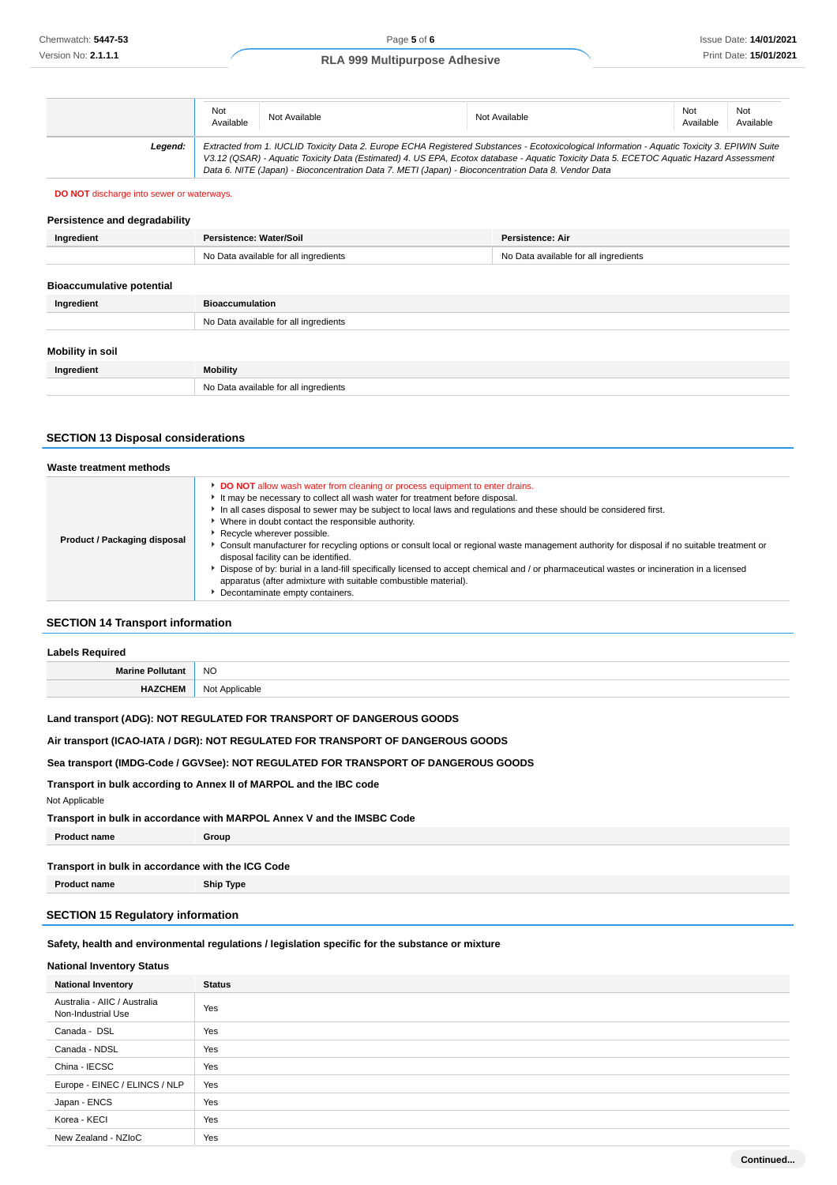| | Not Available | Not Available | Not Available | Not Available | Not Available |
|---|---|---|---|---|---|
| **Legend:** | *Extracted from 1. IUCLID Toxicity Data 2. Europe ECHA Registered Substances - Ecotoxicological Information - Aquatic Toxicity 3. EPIWIN Suite V3.12 (QSAR) - Aquatic Toxicity Data (Estimated) 4. US EPA, Ecotox database - Aquatic Toxicity Data 5. ECETOC Aquatic Hazard Assessment Data 6. NITE (Japan) - Bioconcentration Data 7. METI (Japan) - Bioconcentration Data 8. Vendor Data* | | | | |

**DO NOT** discharge into sewer or waterways.

### Persistence and degradability

| Ingredient | Persistence: Water/Soil | Persistence: Air |
|---|---|---|
| | No Data available for all ingredients | No Data available for all ingredients |

### Bioaccumulative potential

| Ingredient | Bioaccumulation |
|---|---|
| | No Data available for all ingredients |

### Mobility in soil

| Ingredient | Mobility |
|---|---|
| | No Data available for all ingredients |

## SECTION 13 Disposal considerations

### Waste treatment methods

| | |
|---|---|
| **Product / Packaging disposal** | ▸ **DO NOT** allow wash water from cleaning or process equipment to enter drains.<br>▸ It may be necessary to collect all wash water for treatment before disposal.<br>▸ In all cases disposal to sewer may be subject to local laws and regulations and these should be considered first.<br>▸ Where in doubt contact the responsible authority.<br>▸ Recycle wherever possible.<br>▸ Consult manufacturer for recycling options or consult local or regional waste management authority for disposal if no suitable treatment or disposal facility can be identified.<br>▸ Dispose of by: burial in a land-fill specifically licensed to accept chemical and / or pharmaceutical wastes or incineration in a licensed apparatus (after admixture with suitable combustible material).<br>▸ Decontaminate empty containers. |

## SECTION 14 Transport information

### Labels Required

| | |
|---|---|
| **Marine Pollutant** | NO |
| **HAZCHEM** | Not Applicable |

**Land transport (ADG): NOT REGULATED FOR TRANSPORT OF DANGEROUS GOODS**

**Air transport (ICAO-IATA / DGR): NOT REGULATED FOR TRANSPORT OF DANGEROUS GOODS**

**Sea transport (IMDG-Code / GGVSee): NOT REGULATED FOR TRANSPORT OF DANGEROUS GOODS**

**Transport in bulk according to Annex II of MARPOL and the IBC code**

Not Applicable

**Transport in bulk in accordance with MARPOL Annex V and the IMSBC Code**

| Product name | Group |
|---|---|

**Transport in bulk in accordance with the ICG Code**

| Product name | Ship Type |
|---|---|

## SECTION 15 Regulatory information

**Safety, health and environmental regulations / legislation specific for the substance or mixture**

### National Inventory Status

| National Inventory | Status |
|---|---|
| Australia - AIIC / Australia Non-Industrial Use | Yes |
| Canada - DSL | Yes |
| Canada - NDSL | Yes |
| China - IECSC | Yes |
| Europe - EINEC / ELINCS / NLP | Yes |
| Japan - ENCS | Yes |
| Korea - KECI | Yes |
| New Zealand - NZIoC | Yes |

Continued...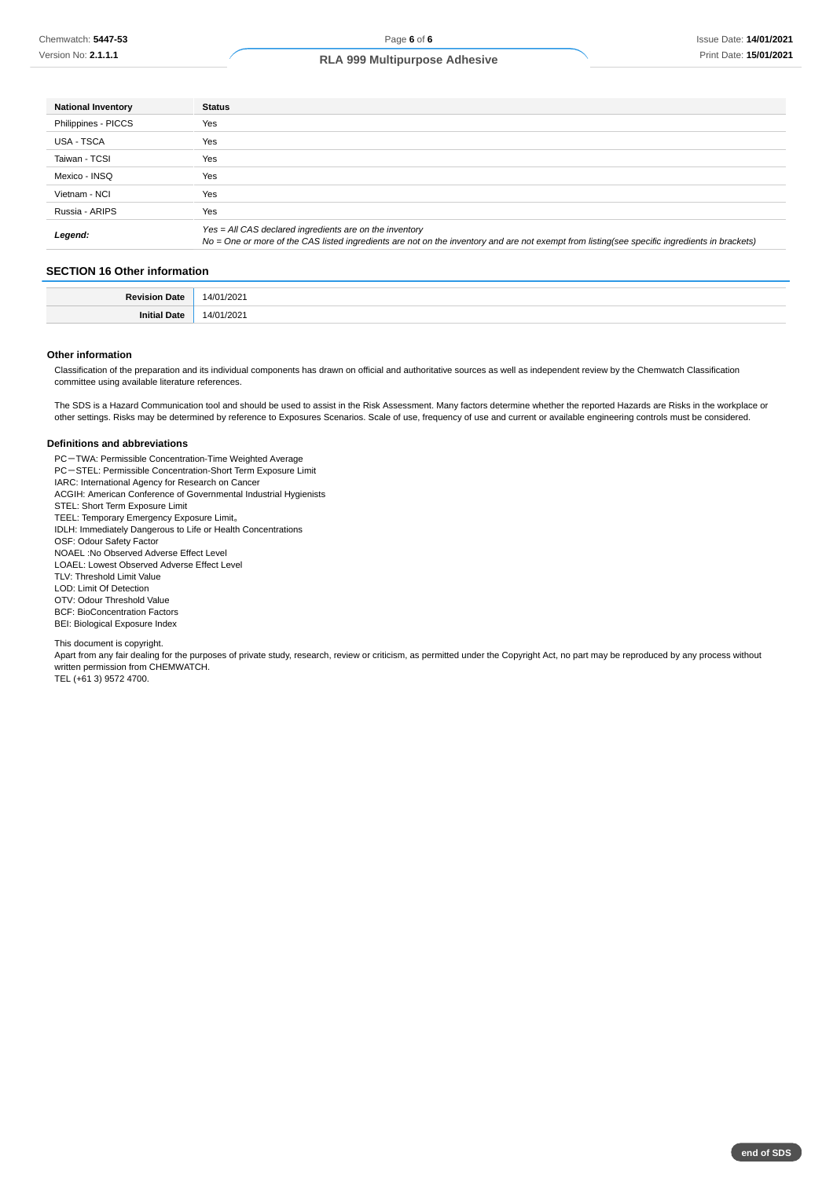| National Inventory | Status |
| --- | --- |
| Philippines - PICCS | Yes |
| USA - TSCA | Yes |
| Taiwan - TCSI | Yes |
| Mexico - INSQ | Yes |
| Vietnam - NCI | Yes |
| Russia - ARIPS | Yes |
| ***Legend:*** | *Yes = All CAS declared ingredients are on the inventory*<br>*No = One or more of the CAS listed ingredients are not on the inventory and are not exempt from listing(see specific ingredients in brackets)* |

## SECTION 16 Other information

| | |
| --- | --- |
| **Revision Date** | 14/01/2021 |
| **Initial Date** | 14/01/2021 |

### Other information

Classification of the preparation and its individual components has drawn on official and authoritative sources as well as independent review by the Chemwatch Classification committee using available literature references.

The SDS is a Hazard Communication tool and should be used to assist in the Risk Assessment. Many factors determine whether the reported Hazards are Risks in the workplace or other settings. Risks may be determined by reference to Exposures Scenarios. Scale of use, frequency of use and current or available engineering controls must be considered.

### Definitions and abbreviations

PC－TWA: Permissible Concentration-Time Weighted Average
PC－STEL: Permissible Concentration-Short Term Exposure Limit
IARC: International Agency for Research on Cancer
ACGIH: American Conference of Governmental Industrial Hygienists
STEL: Short Term Exposure Limit
TEEL: Temporary Emergency Exposure Limit。
IDLH: Immediately Dangerous to Life or Health Concentrations
OSF: Odour Safety Factor
NOAEL :No Observed Adverse Effect Level
LOAEL: Lowest Observed Adverse Effect Level
TLV: Threshold Limit Value
LOD: Limit Of Detection
OTV: Odour Threshold Value
BCF: BioConcentration Factors
BEI: Biological Exposure Index

This document is copyright.
Apart from any fair dealing for the purposes of private study, research, review or criticism, as permitted under the Copyright Act, no part may be reproduced by any process without written permission from CHEMWATCH.
TEL (+61 3) 9572 4700.

end of SDS